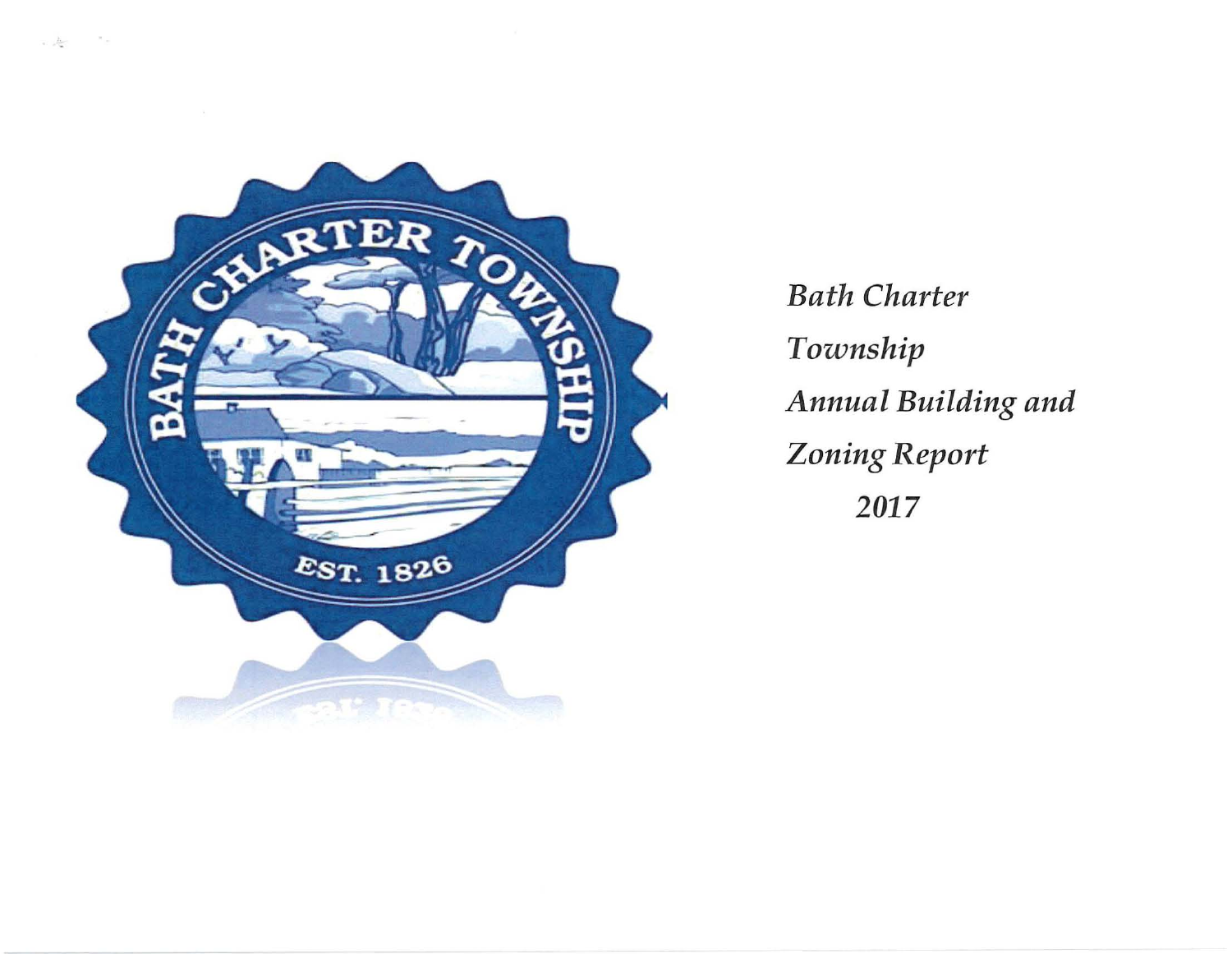*Bath Charter Township Annual Building and Zoning Report 2017*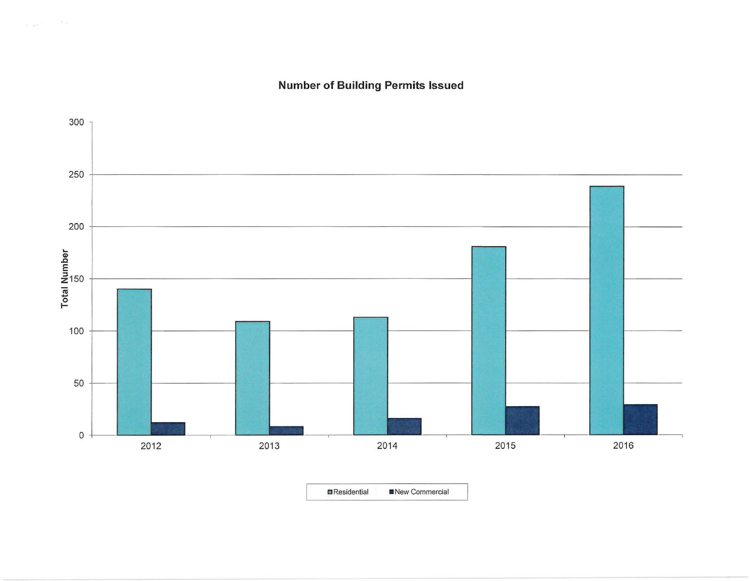## Number of Building Permits Issued

Total Number

300

250

200

150

100

50

0

2012 2013 2014 2015 2016

Residential New Commercial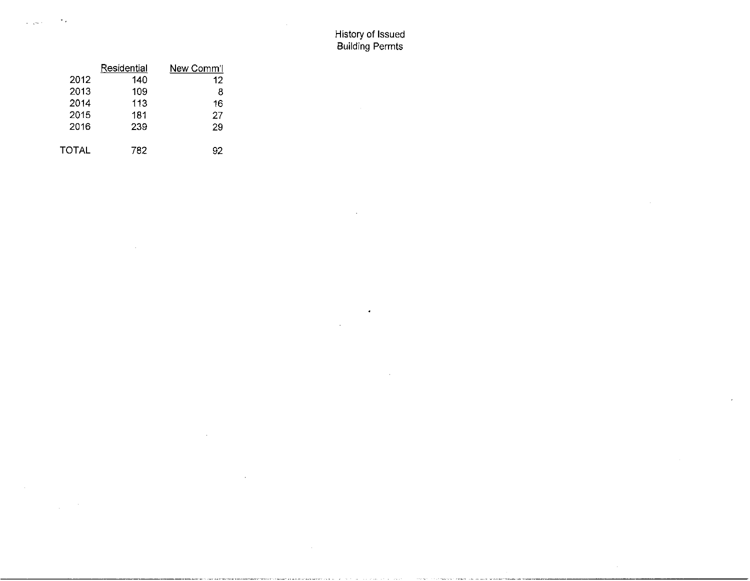# History of Issued Building Permts

| | Residential | New Comm'l |
|---|---|---|
| 2012 | 140 | 12 |
| 2013 | 109 | 8 |
| 2014 | 113 | 16 |
| 2015 | 181 | 27 |
| 2016 | 239 | 29 |
| TOTAL | 782 | 92 |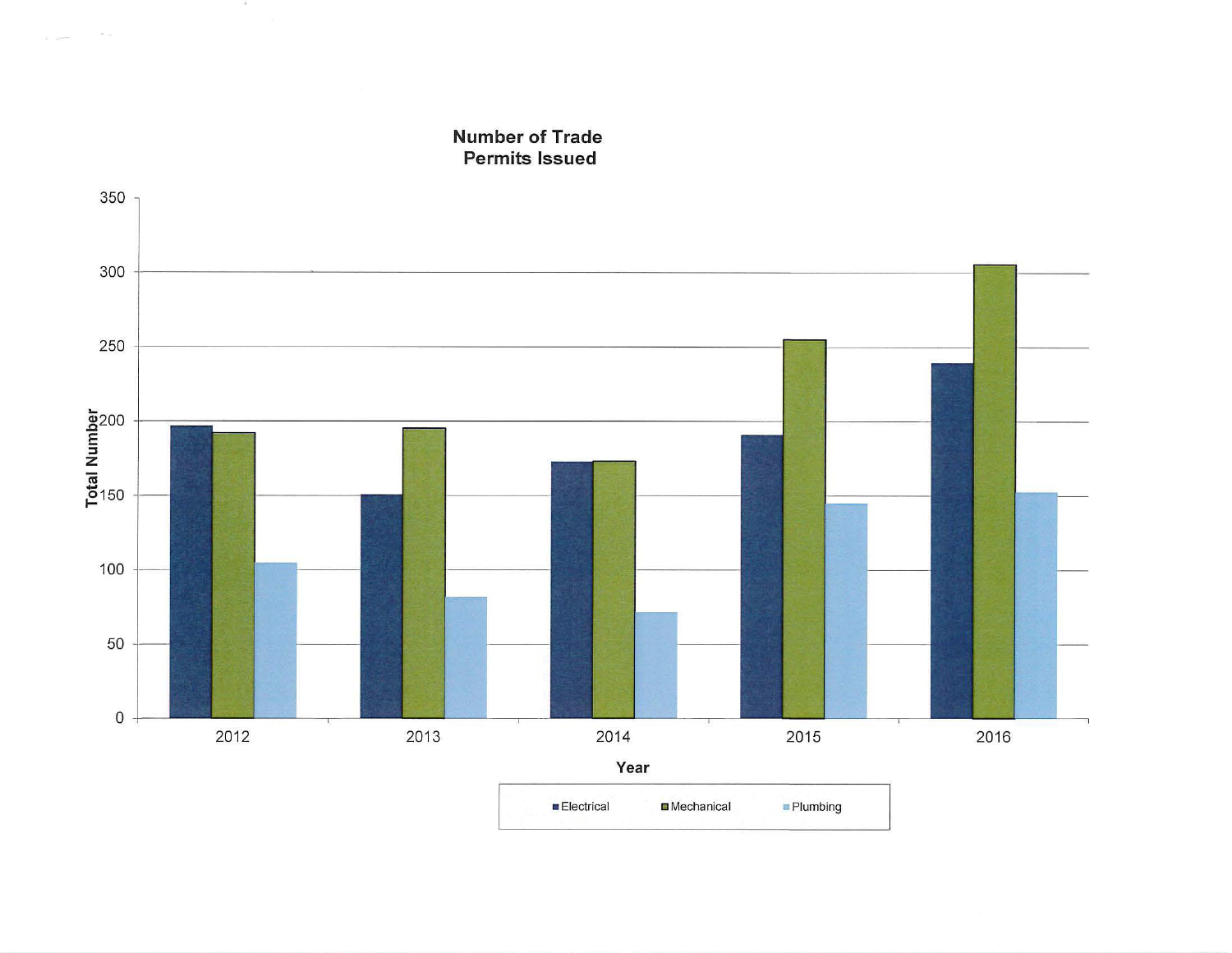## Number of Trade Permits Issued

Total Number

350
300
250
200
150
100
50
0

2012 2013 2014 2015 2016

Year

Electrical Mechanical Plumbing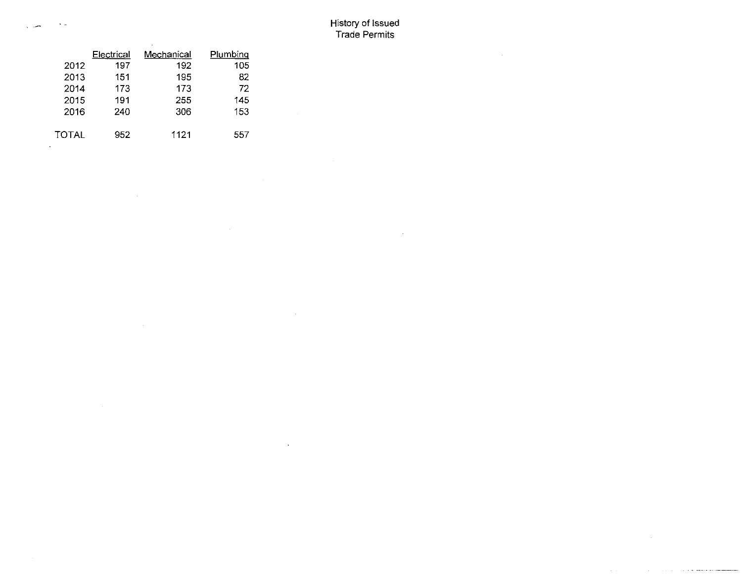# History of Issued Trade Permits

| | Electrical | Mechanical | Plumbing |
|---|---|---|---|
| 2012 | 197 | 192 | 105 |
| 2013 | 151 | 195 | 82 |
| 2014 | 173 | 173 | 72 |
| 2015 | 191 | 255 | 145 |
| 2016 | 240 | 306 | 153 |
| TOTAL | 952 | 1121 | 557 |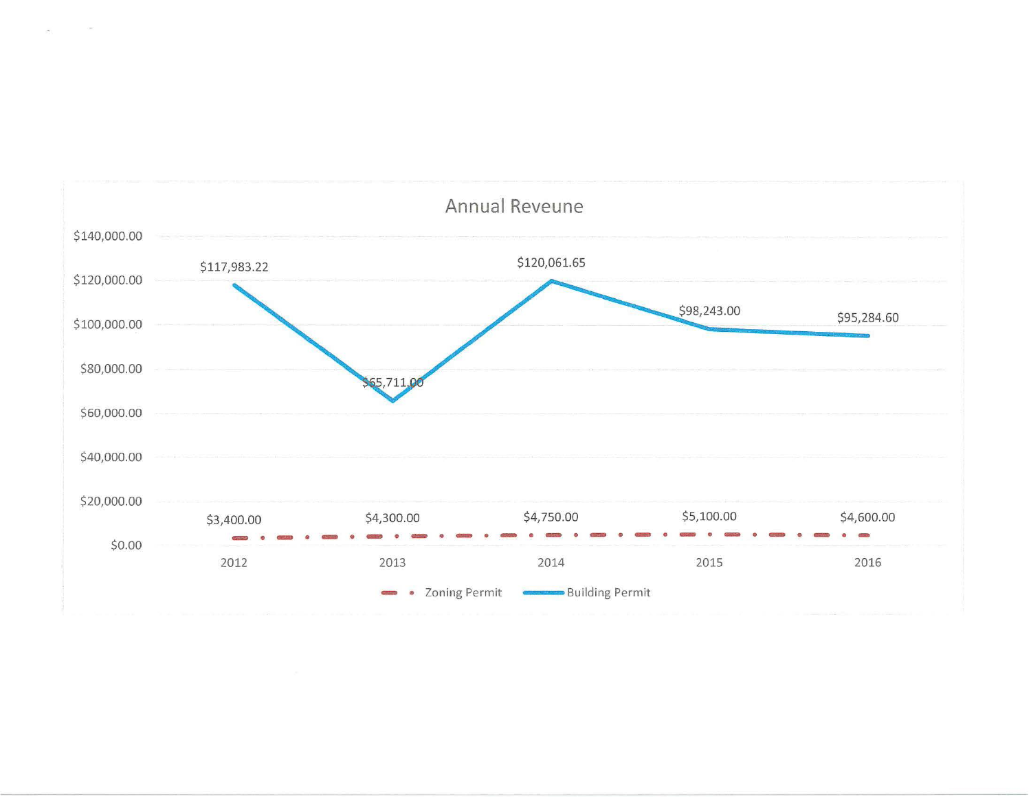## Annual Reveune

| Year | Zoning Permit | Building Permit |
|---|---|---|
| 2012 | $3,400.00 | $117,983.22 |
| 2013 | $4,300.00 | $65,711.00 |
| 2014 | $4,750.00 | $120,061.65 |
| 2015 | $5,100.00 | $98,243.00 |
| 2016 | $4,600.00 | $95,284.60 |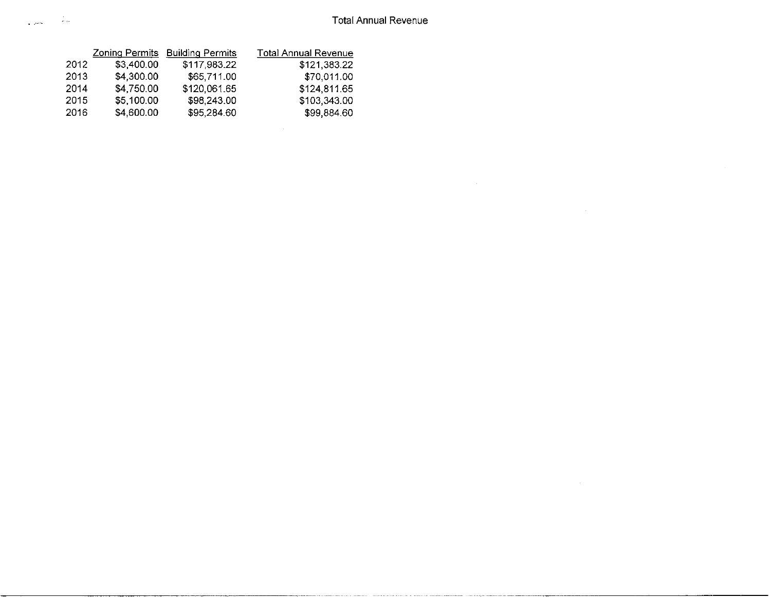# Total Annual Revenue

| | Zoning Permits | Building Permits | Total Annual Revenue |
|---|---|---|---|
| 2012 | $3,400.00 | $117,983.22 | $121,383.22 |
| 2013 | $4,300.00 | $65,711.00 | $70,011.00 |
| 2014 | $4,750.00 | $120,061.65 | $124,811.65 |
| 2015 | $5,100.00 | $98,243.00 | $103,343.00 |
| 2016 | $4,600.00 | $95,284.60 | $99,884.60 |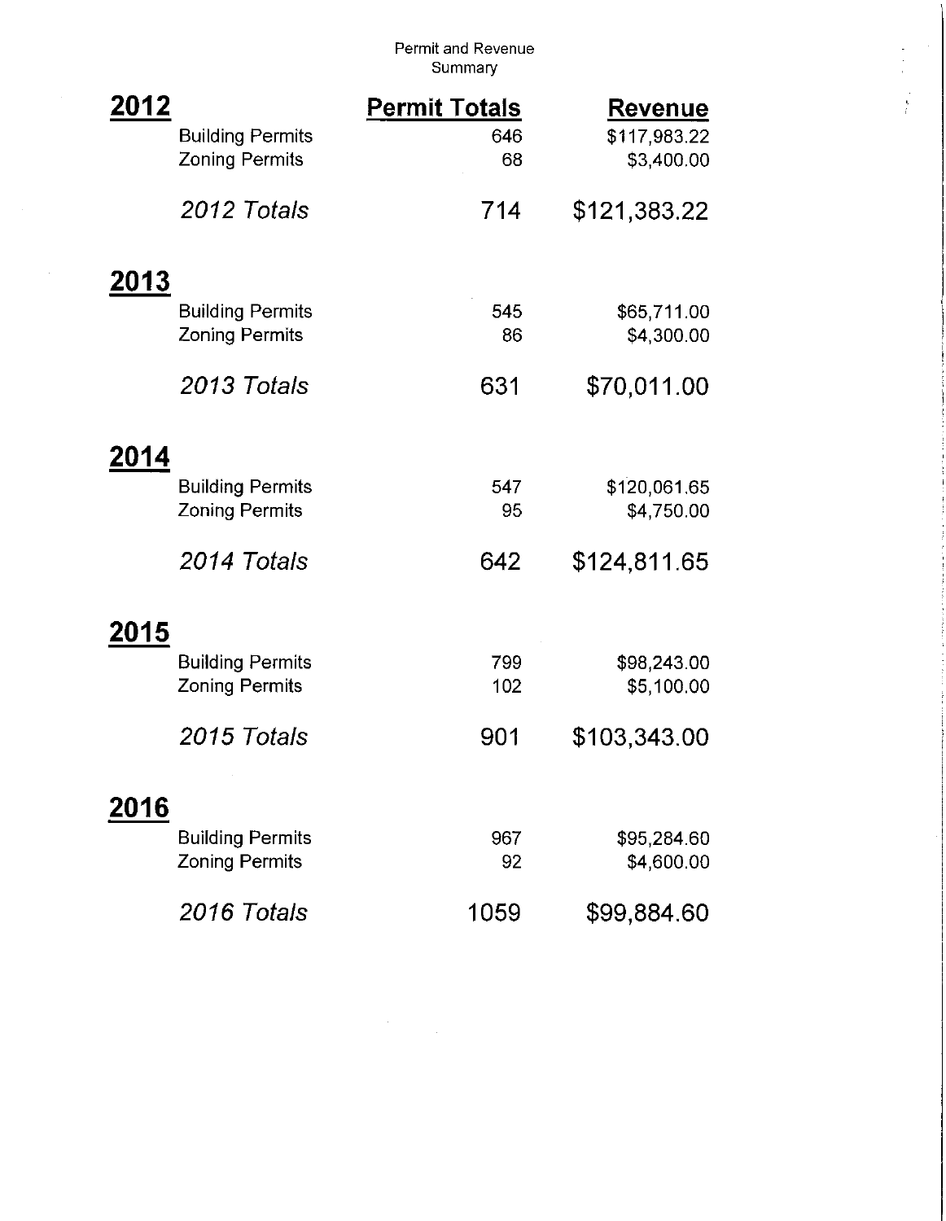Permit and Revenue Summary

| | | Permit Totals | Revenue |
|---|---|---|---|
| **2012** | | | |
| | Building Permits | 646 | $117,983.22 |
| | Zoning Permits | 68 | $3,400.00 |
| | *2012 Totals* | 714 | $121,383.22 |
| **2013** | | | |
| | Building Permits | 545 | $65,711.00 |
| | Zoning Permits | 86 | $4,300.00 |
| | *2013 Totals* | 631 | $70,011.00 |
| **2014** | | | |
| | Building Permits | 547 | $120,061.65 |
| | Zoning Permits | 95 | $4,750.00 |
| | *2014 Totals* | 642 | $124,811.65 |
| **2015** | | | |
| | Building Permits | 799 | $98,243.00 |
| | Zoning Permits | 102 | $5,100.00 |
| | *2015 Totals* | 901 | $103,343.00 |
| **2016** | | | |
| | Building Permits | 967 | $95,284.60 |
| | Zoning Permits | 92 | $4,600.00 |
| | *2016 Totals* | 1059 | $99,884.60 |